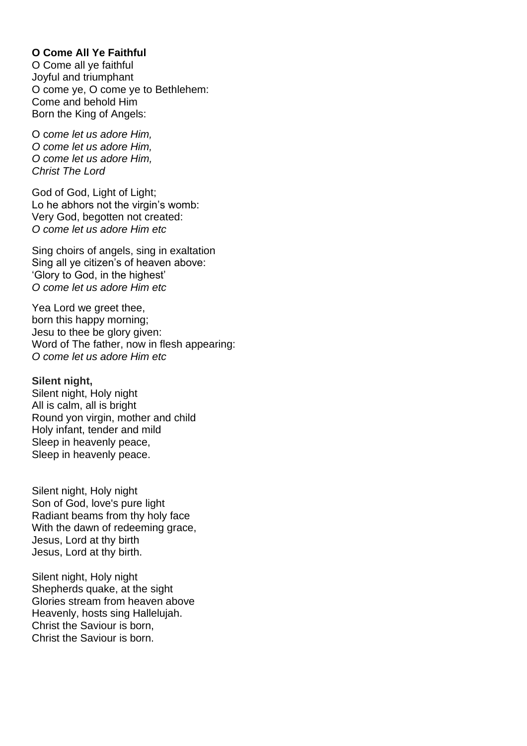**O Come All Ye Faithful**

O Come all ye faithful
Joyful and triumphant
O come ye, O come ye to Bethlehem:
Come and behold Him
Born the King of Angels:

O c*ome let us adore Him,*
*O come let us adore Him,*
*O come let us adore Him,*
*Christ The Lord*

God of God, Light of Light;
Lo he abhors not the virgin's womb:
Very God, begotten not created:
*O come let us adore Him etc*

Sing choirs of angels, sing in exaltation
Sing all ye citizen's of heaven above:
'Glory to God, in the highest'
*O come let us adore Him etc*

Yea Lord we greet thee,
born this happy morning;
Jesu to thee be glory given:
Word of The father, now in flesh appearing:
*O come let us adore Him etc*

**Silent night,**

Silent night, Holy night
All is calm, all is bright
Round yon virgin, mother and child
Holy infant, tender and mild
Sleep in heavenly peace,
Sleep in heavenly peace.

Silent night, Holy night
Son of God, love's pure light
Radiant beams from thy holy face
With the dawn of redeeming grace,
Jesus, Lord at thy birth
Jesus, Lord at thy birth.

Silent night, Holy night
Shepherds quake, at the sight
Glories stream from heaven above
Heavenly, hosts sing Hallelujah.
Christ the Saviour is born,
Christ the Saviour is born.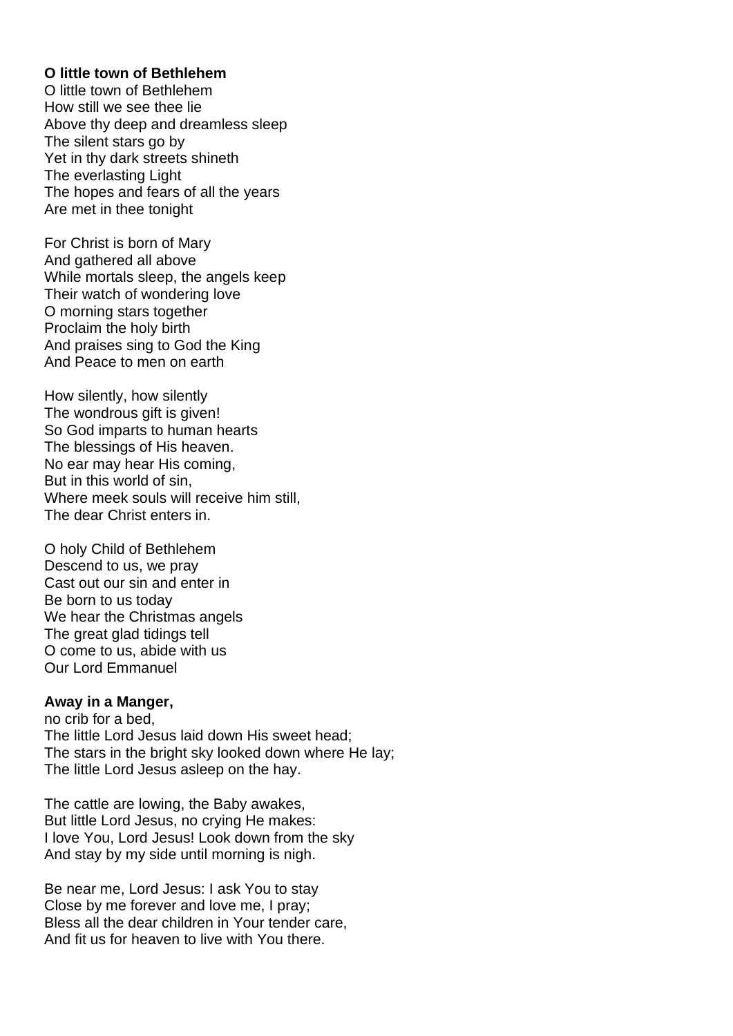**O little town of Bethlehem**
O little town of Bethlehem
How still we see thee lie
Above thy deep and dreamless sleep
The silent stars go by
Yet in thy dark streets shineth
The everlasting Light
The hopes and fears of all the years
Are met in thee tonight

For Christ is born of Mary
And gathered all above
While mortals sleep, the angels keep
Their watch of wondering love
O morning stars together
Proclaim the holy birth
And praises sing to God the King
And Peace to men on earth

How silently, how silently
The wondrous gift is given!
So God imparts to human hearts
The blessings of His heaven.
No ear may hear His coming,
But in this world of sin,
Where meek souls will receive him still,
The dear Christ enters in.

O holy Child of Bethlehem
Descend to us, we pray
Cast out our sin and enter in
Be born to us today
We hear the Christmas angels
The great glad tidings tell
O come to us, abide with us
Our Lord Emmanuel

**Away in a Manger,**
no crib for a bed,
The little Lord Jesus laid down His sweet head;
The stars in the bright sky looked down where He lay;
The little Lord Jesus asleep on the hay.

The cattle are lowing, the Baby awakes,
But little Lord Jesus, no crying He makes:
I love You, Lord Jesus! Look down from the sky
And stay by my side until morning is nigh.

Be near me, Lord Jesus: I ask You to stay
Close by me forever and love me, I pray;
Bless all the dear children in Your tender care,
And fit us for heaven to live with You there.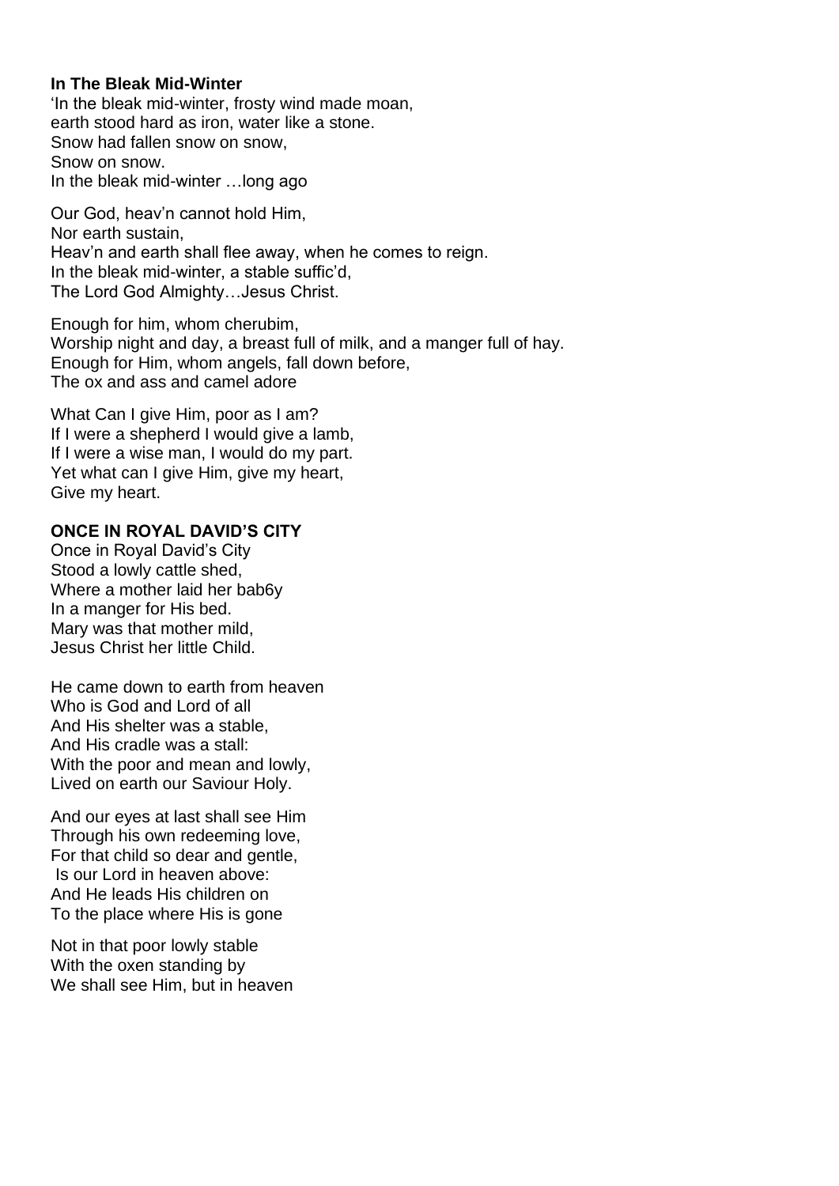**In The Bleak Mid-Winter**

'In the bleak mid-winter, frosty wind made moan,  
earth stood hard as iron, water like a stone.  
Snow had fallen snow on snow,  
Snow on snow.  
In the bleak mid-winter …long ago

Our God, heav'n cannot hold Him,  
Nor earth sustain,  
Heav'n and earth shall flee away, when he comes to reign.  
In the bleak mid-winter, a stable suffic'd,  
The Lord God Almighty…Jesus Christ.

Enough for him, whom cherubim,  
Worship night and day, a breast full of milk, and a manger full of hay.  
Enough for Him, whom angels, fall down before,  
The ox and ass and camel adore

What Can I give Him, poor as I am?  
If I were a shepherd I would give a lamb,  
If I were a wise man, I would do my part.  
Yet what can I give Him, give my heart,  
Give my heart.

**ONCE IN ROYAL DAVID'S CITY**

Once in Royal David's City  
Stood a lowly cattle shed,  
Where a mother laid her bab6y  
In a manger for His bed.  
Mary was that mother mild,  
Jesus Christ her little Child.

He came down to earth from heaven  
Who is God and Lord of all  
And His shelter was a stable,  
And His cradle was a stall:  
With the poor and mean and lowly,  
Lived on earth our Saviour Holy.

And our eyes at last shall see Him  
Through his own redeeming love,  
For that child so dear and gentle,  
Is our Lord in heaven above:  
And He leads His children on  
To the place where His is gone

Not in that poor lowly stable  
With the oxen standing by  
We shall see Him, but in heaven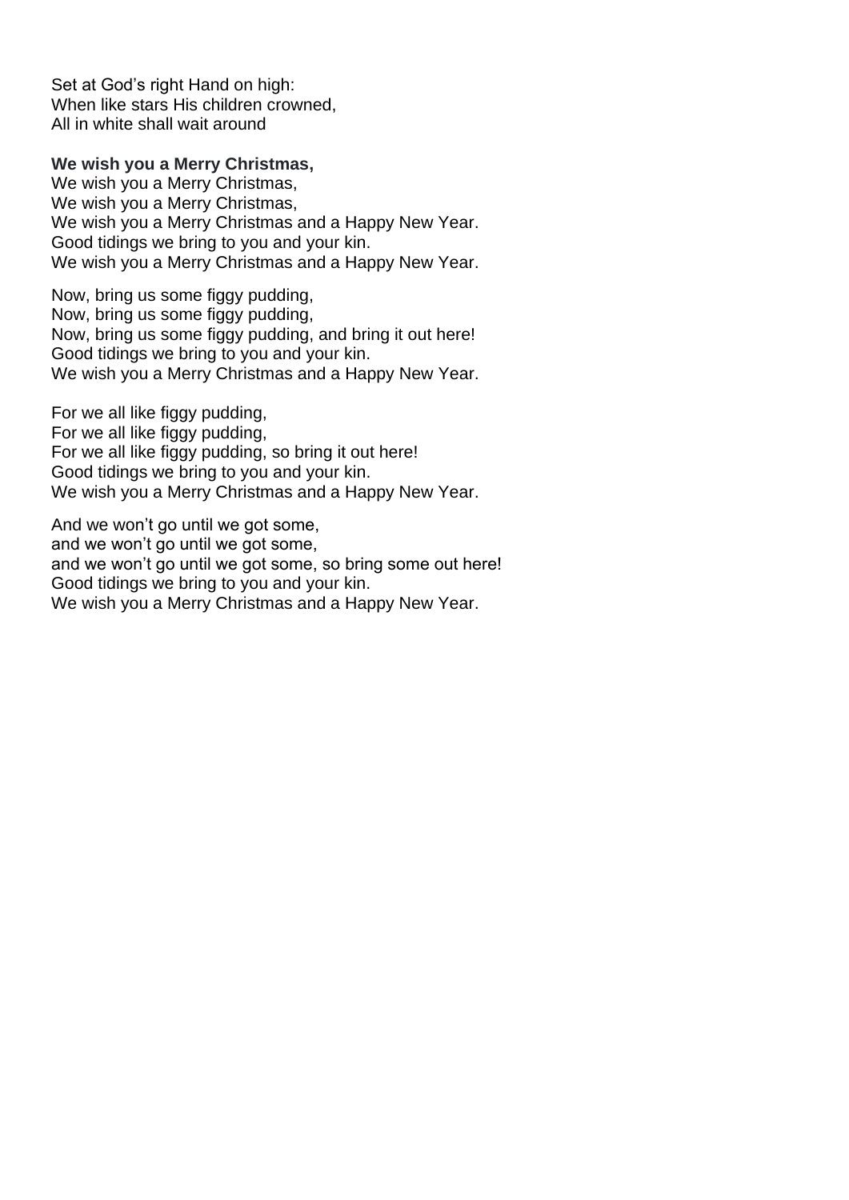Set at God’s right Hand on high:  
When like stars His children crowned,  
All in white shall wait around

**We wish you a Merry Christmas,**  
We wish you a Merry Christmas,  
We wish you a Merry Christmas,  
We wish you a Merry Christmas and a Happy New Year.  
Good tidings we bring to you and your kin.  
We wish you a Merry Christmas and a Happy New Year.

Now, bring us some figgy pudding,  
Now, bring us some figgy pudding,  
Now, bring us some figgy pudding, and bring it out here!  
Good tidings we bring to you and your kin.  
We wish you a Merry Christmas and a Happy New Year.

For we all like figgy pudding,  
For we all like figgy pudding,  
For we all like figgy pudding, so bring it out here!  
Good tidings we bring to you and your kin.  
We wish you a Merry Christmas and a Happy New Year.

And we won’t go until we got some,  
and we won’t go until we got some,  
and we won’t go until we got some, so bring some out here!  
Good tidings we bring to you and your kin.  
We wish you a Merry Christmas and a Happy New Year.